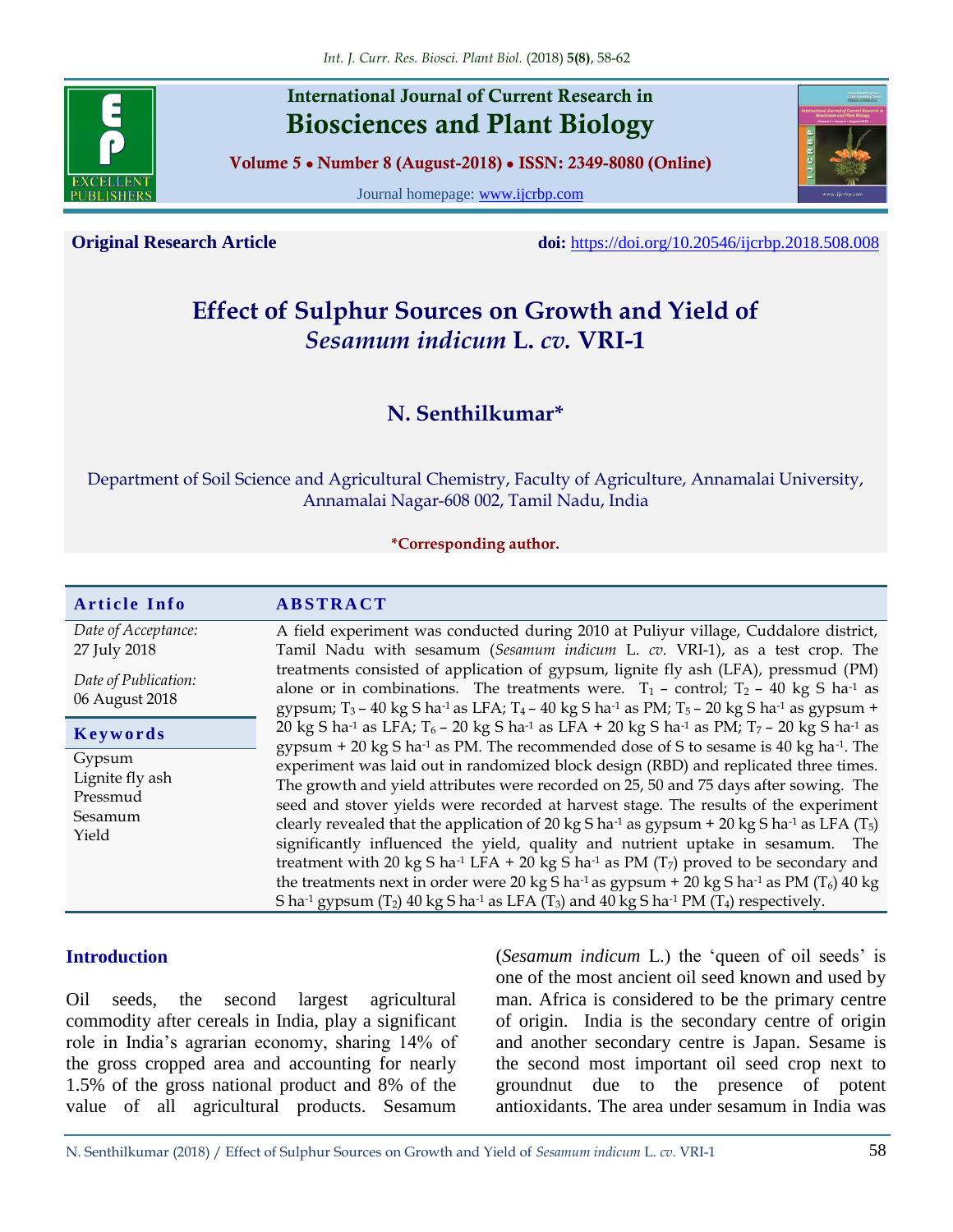International Journal of Current Research in
Biosciences and Plant Biology

Volume 5 • Number 8 (August-2018) • ISSN: 2349-8080 (Online)

Journal homepage: www.ijcrbp.com

**Original Research Article** **doi:** https://doi.org/10.20546/ijcrbp.2018.508.008

# Effect of Sulphur Sources on Growth and Yield of *Sesamum indicum* L. *cv.* VRI-1

**N. Senthilkumar***

Department of Soil Science and Agricultural Chemistry, Faculty of Agriculture, Annamalai University, Annamalai Nagar-608 002, Tamil Nadu, India

***Corresponding author.**

**Article Info**

*Date of Acceptance:*
27 July 2018

*Date of Publication:*
06 August 2018

**Keywords**

Gypsum
Lignite fly ash
Pressmud
Sesamum
Yield

## ABSTRACT

A field experiment was conducted during 2010 at Puliyur village, Cuddalore district, Tamil Nadu with sesamum (*Sesamum indicum* L. *cv.* VRI-1), as a test crop. The treatments consisted of application of gypsum, lignite fly ash (LFA), pressmud (PM) alone or in combinations. The treatments were. $T_1$ – control; $T_2$ – 40 kg S ha$^{-1}$ as gypsum; $T_3$ – 40 kg S ha$^{-1}$ as LFA; $T_4$ – 40 kg S ha$^{-1}$ as PM; $T_5$ – 20 kg S ha$^{-1}$ as gypsum + 20 kg S ha$^{-1}$ as LFA; $T_6$ – 20 kg S ha$^{-1}$ as LFA + 20 kg S ha$^{-1}$ as PM; $T_7$ – 20 kg S ha$^{-1}$ as gypsum + 20 kg S ha$^{-1}$ as PM. The recommended dose of S to sesame is 40 kg ha$^{-1}$. The experiment was laid out in randomized block design (RBD) and replicated three times. The growth and yield attributes were recorded on 25, 50 and 75 days after sowing. The seed and stover yields were recorded at harvest stage. The results of the experiment clearly revealed that the application of 20 kg S ha$^{-1}$ as gypsum + 20 kg S ha$^{-1}$ as LFA ($T_5$) significantly influenced the yield, quality and nutrient uptake in sesamum. The treatment with 20 kg S ha$^{-1}$ LFA + 20 kg S ha$^{-1}$ as PM ($T_7$) proved to be secondary and the treatments next in order were 20 kg S ha$^{-1}$ as gypsum + 20 kg S ha$^{-1}$ as PM ($T_6$) 40 kg S ha$^{-1}$ gypsum ($T_2$) 40 kg S ha$^{-1}$ as LFA ($T_3$) and 40 kg S ha$^{-1}$ PM ($T_4$) respectively.

## Introduction

Oil seeds, the second largest agricultural commodity after cereals in India, play a significant role in India's agrarian economy, sharing 14% of the gross cropped area and accounting for nearly 1.5% of the gross national product and 8% of the value of all agricultural products. Sesamum (*Sesamum indicum* L.) the 'queen of oil seeds' is one of the most ancient oil seed known and used by man. Africa is considered to be the primary centre of origin. India is the secondary centre of origin and another secondary centre is Japan. Sesame is the second most important oil seed crop next to groundnut due to the presence of potent antioxidants. The area under sesamum in India was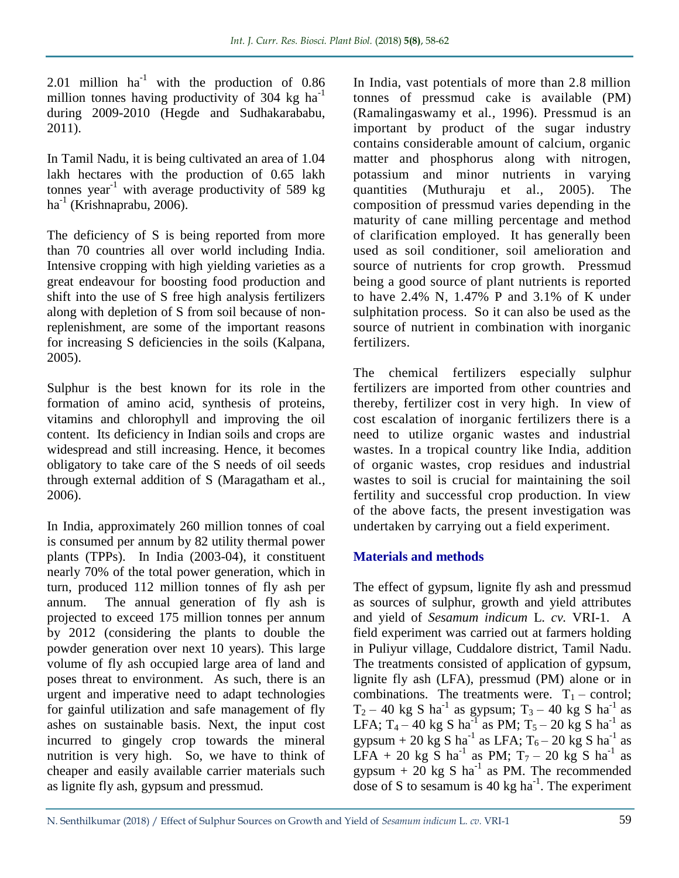2.01 million $ha^{-1}$ with the production of 0.86 million tonnes having productivity of 304 kg $ha^{-1}$ during 2009-2010 (Hegde and Sudhakarababu, 2011).

In Tamil Nadu, it is being cultivated an area of 1.04 lakh hectares with the production of 0.65 lakh tonnes $year^{-1}$ with average productivity of 589 kg $ha^{-1}$ (Krishnaprabu, 2006).

The deficiency of S is being reported from more than 70 countries all over world including India. Intensive cropping with high yielding varieties as a great endeavour for boosting food production and shift into the use of S free high analysis fertilizers along with depletion of S from soil because of non-replenishment, are some of the important reasons for increasing S deficiencies in the soils (Kalpana, 2005).

Sulphur is the best known for its role in the formation of amino acid, synthesis of proteins, vitamins and chlorophyll and improving the oil content. Its deficiency in Indian soils and crops are widespread and still increasing. Hence, it becomes obligatory to take care of the S needs of oil seeds through external addition of S (Maragatham et al., 2006).

In India, approximately 260 million tonnes of coal is consumed per annum by 82 utility thermal power plants (TPPs). In India (2003-04), it constituent nearly 70% of the total power generation, which in turn, produced 112 million tonnes of fly ash per annum. The annual generation of fly ash is projected to exceed 175 million tonnes per annum by 2012 (considering the plants to double the powder generation over next 10 years). This large volume of fly ash occupied large area of land and poses threat to environment. As such, there is an urgent and imperative need to adapt technologies for gainful utilization and safe management of fly ashes on sustainable basis. Next, the input cost incurred to gingely crop towards the mineral nutrition is very high. So, we have to think of cheaper and easily available carrier materials such as lignite fly ash, gypsum and pressmud.

In India, vast potentials of more than 2.8 million tonnes of pressmud cake is available (PM) (Ramalingaswamy et al., 1996). Pressmud is an important by product of the sugar industry contains considerable amount of calcium, organic matter and phosphorus along with nitrogen, potassium and minor nutrients in varying quantities (Muthuraju et al., 2005). The composition of pressmud varies depending in the maturity of cane milling percentage and method of clarification employed. It has generally been used as soil conditioner, soil amelioration and source of nutrients for crop growth. Pressmud being a good source of plant nutrients is reported to have 2.4% N, 1.47% P and 3.1% of K under sulphitation process. So it can also be used as the source of nutrient in combination with inorganic fertilizers.

The chemical fertilizers especially sulphur fertilizers are imported from other countries and thereby, fertilizer cost in very high. In view of cost escalation of inorganic fertilizers there is a need to utilize organic wastes and industrial wastes. In a tropical country like India, addition of organic wastes, crop residues and industrial wastes to soil is crucial for maintaining the soil fertility and successful crop production. In view of the above facts, the present investigation was undertaken by carrying out a field experiment.

## Materials and methods

The effect of gypsum, lignite fly ash and pressmud as sources of sulphur, growth and yield attributes and yield of *Sesamum indicum* L. *cv.* VRI-1. A field experiment was carried out at farmers holding in Puliyur village, Cuddalore district, Tamil Nadu. The treatments consisted of application of gypsum, lignite fly ash (LFA), pressmud (PM) alone or in combinations. The treatments were. $T_1$ – control; $T_2$ – 40 kg S $ha^{-1}$ as gypsum; $T_3$ – 40 kg S $ha^{-1}$ as LFA; $T_4$ – 40 kg S $ha^{-1}$ as PM; $T_5$ – 20 kg S $ha^{-1}$ as gypsum + 20 kg S $ha^{-1}$ as LFA; $T_6$ – 20 kg S $ha^{-1}$ as LFA + 20 kg S $ha^{-1}$ as PM; $T_7$ – 20 kg S $ha^{-1}$ as gypsum + 20 kg S $ha^{-1}$ as PM. The recommended dose of S to sesamum is 40 kg $ha^{-1}$. The experiment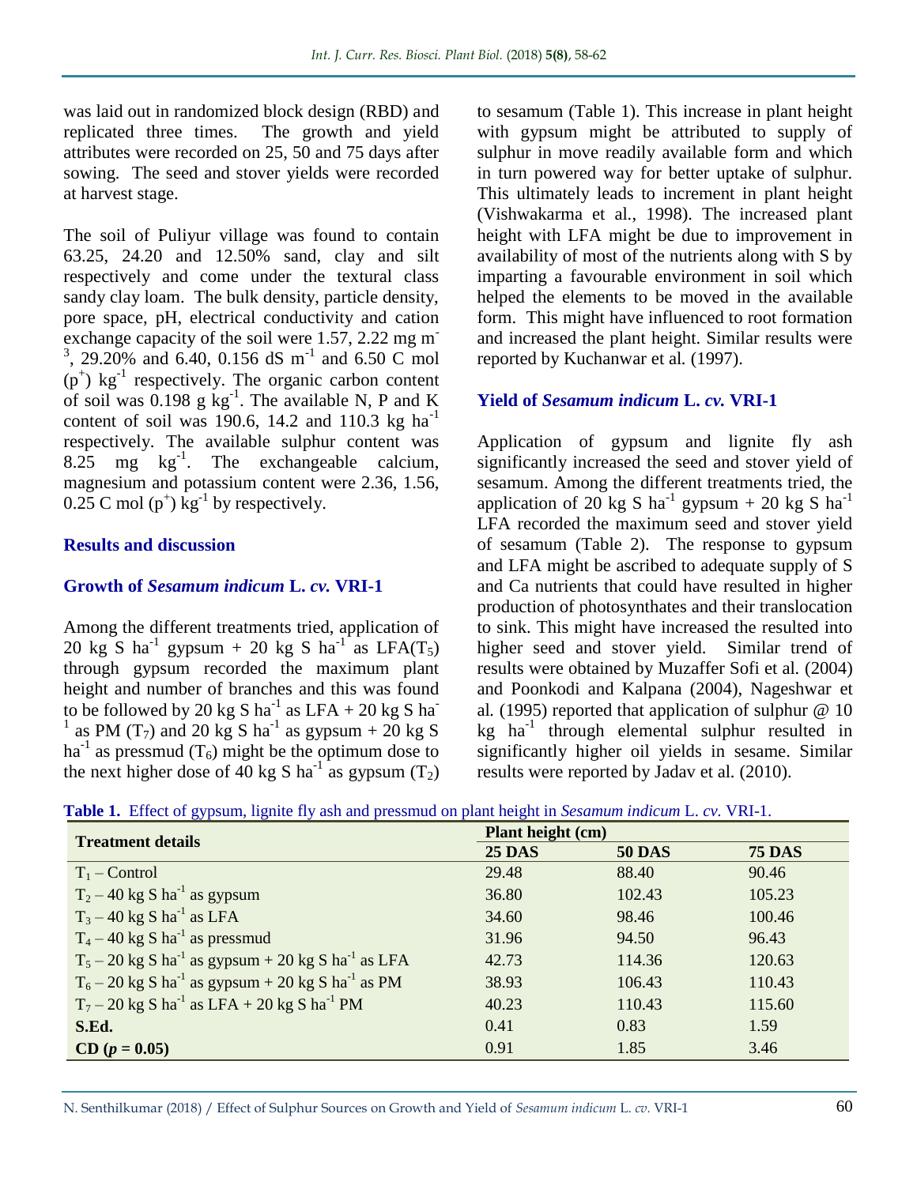was laid out in randomized block design (RBD) and replicated three times. The growth and yield attributes were recorded on 25, 50 and 75 days after sowing. The seed and stover yields were recorded at harvest stage.

The soil of Puliyur village was found to contain 63.25, 24.20 and 12.50% sand, clay and silt respectively and come under the textural class sandy clay loam. The bulk density, particle density, pore space, pH, electrical conductivity and cation exchange capacity of the soil were 1.57, 2.22 mg $m^{-3}$, 29.20% and 6.40, 0.156 dS $m^{-1}$ and 6.50 C mol $(p^{+})$ $kg^{-1}$ respectively. The organic carbon content of soil was 0.198 g $kg^{-1}$. The available N, P and K content of soil was 190.6, 14.2 and 110.3 kg $ha^{-1}$ respectively. The available sulphur content was 8.25 mg $kg^{-1}$. The exchangeable calcium, magnesium and potassium content were 2.36, 1.56, 0.25 C mol $(p^{+})$ $kg^{-1}$ by respectively.

## Results and discussion

### Growth of *Sesamum indicum* L. *cv.* VRI-1

Among the different treatments tried, application of 20 kg S $ha^{-1}$ gypsum + 20 kg S $ha^{-1}$ as LFA($T_5$) through gypsum recorded the maximum plant height and number of branches and this was found to be followed by 20 kg S $ha^{-1}$ as LFA + 20 kg S $ha^{-1}$ as PM ($T_7$) and 20 kg S $ha^{-1}$ as gypsum + 20 kg S $ha^{-1}$ as pressmud ($T_6$) might be the optimum dose to the next higher dose of 40 kg S $ha^{-1}$ as gypsum ($T_2$) to sesamum (Table 1). This increase in plant height with gypsum might be attributed to supply of sulphur in move readily available form and which in turn powered way for better uptake of sulphur. This ultimately leads to increment in plant height (Vishwakarma et al., 1998). The increased plant height with LFA might be due to improvement in availability of most of the nutrients along with S by imparting a favourable environment in soil which helped the elements to be moved in the available form. This might have influenced to root formation and increased the plant height. Similar results were reported by Kuchanwar et al. (1997).

### Yield of *Sesamum indicum* L. *cv.* VRI-1

Application of gypsum and lignite fly ash significantly increased the seed and stover yield of sesamum. Among the different treatments tried, the application of 20 kg S $ha^{-1}$ gypsum + 20 kg S $ha^{-1}$ LFA recorded the maximum seed and stover yield of sesamum (Table 2). The response to gypsum and LFA might be ascribed to adequate supply of S and Ca nutrients that could have resulted in higher production of photosynthates and their translocation to sink. This might have increased the resulted into higher seed and stover yield. Similar trend of results were obtained by Muzaffer Sofi et al. (2004) and Poonkodi and Kalpana (2004), Nageshwar et al. (1995) reported that application of sulphur @ 10 kg $ha^{-1}$ through elemental sulphur resulted in significantly higher oil yields in sesame. Similar results were reported by Jadav et al. (2010).

**Table 1.** Effect of gypsum, lignite fly ash and pressmud on plant height in *Sesamum indicum* L. *cv.* VRI-1.

| Treatment details | Plant height (cm) | | |
|---|---|---|---|
| | **25 DAS** | **50 DAS** | **75 DAS** |
| $T_1$ – Control | 29.48 | 88.40 | 90.46 |
| $T_2$ – 40 kg S $ha^{-1}$ as gypsum | 36.80 | 102.43 | 105.23 |
| $T_3$ – 40 kg S $ha^{-1}$ as LFA | 34.60 | 98.46 | 100.46 |
| $T_4$ – 40 kg S $ha^{-1}$ as pressmud | 31.96 | 94.50 | 96.43 |
| $T_5$ – 20 kg S $ha^{-1}$ as gypsum + 20 kg S $ha^{-1}$ as LFA | 42.73 | 114.36 | 120.63 |
| $T_6$ – 20 kg S $ha^{-1}$ as gypsum + 20 kg S $ha^{-1}$ as PM | 38.93 | 106.43 | 110.43 |
| $T_7$ – 20 kg S $ha^{-1}$ as LFA + 20 kg S $ha^{-1}$ PM | 40.23 | 110.43 | 115.60 |
| **S.Ed.** | 0.41 | 0.83 | 1.59 |
| **CD ($p$ = 0.05)** | 0.91 | 1.85 | 3.46 |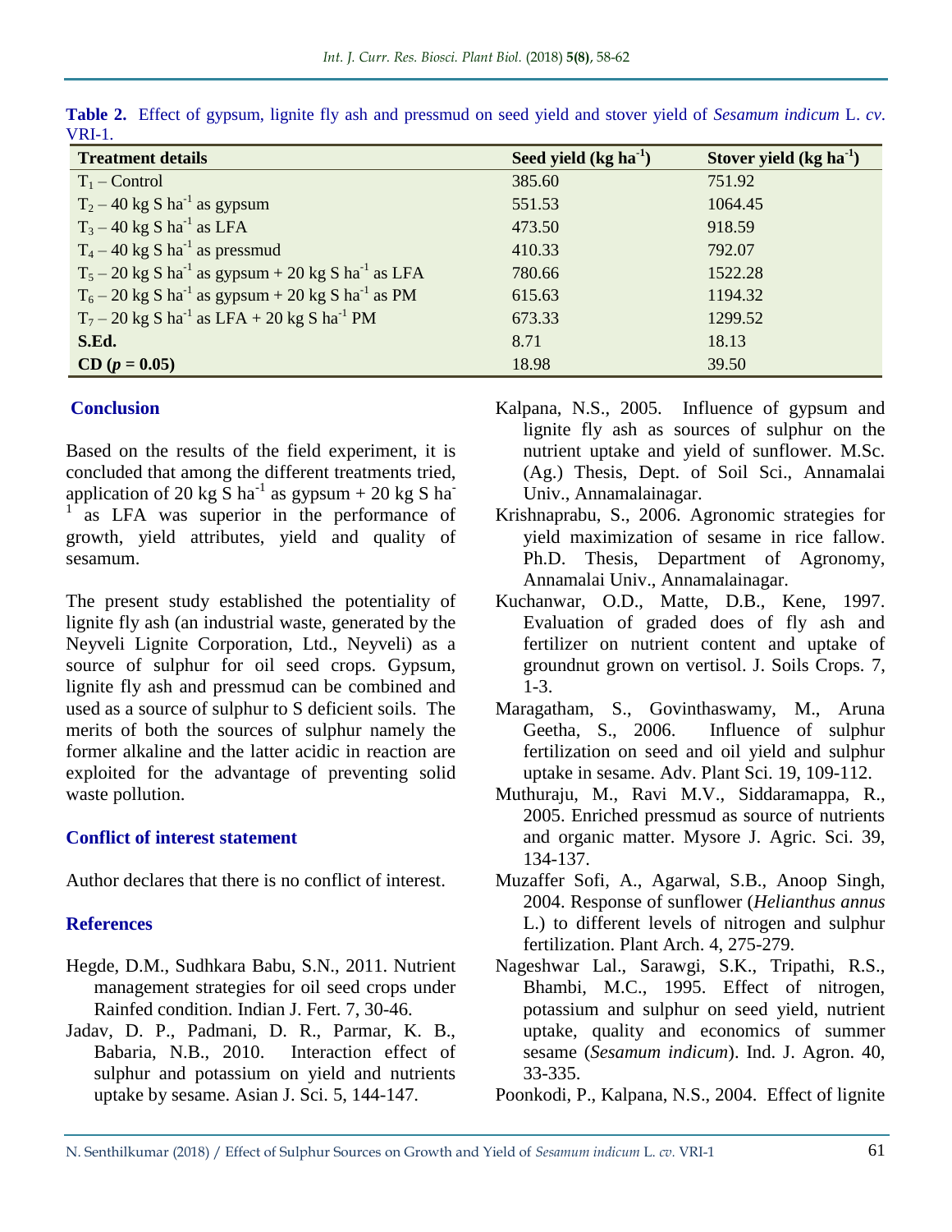**Table 2.** Effect of gypsum, lignite fly ash and pressmud on seed yield and stover yield of *Sesamum indicum* L. *cv.* VRI-1.

| Treatment details | Seed yield (kg ha$^{-1}$) | Stover yield (kg ha$^{-1}$) |
|---|---|---|
| $T_1$ – Control | 385.60 | 751.92 |
| $T_2$ – 40 kg S ha$^{-1}$ as gypsum | 551.53 | 1064.45 |
| $T_3$ – 40 kg S ha$^{-1}$ as LFA | 473.50 | 918.59 |
| $T_4$ – 40 kg S ha$^{-1}$ as pressmud | 410.33 | 792.07 |
| $T_5$ – 20 kg S ha$^{-1}$ as gypsum + 20 kg S ha$^{-1}$ as LFA | 780.66 | 1522.28 |
| $T_6$ – 20 kg S ha$^{-1}$ as gypsum + 20 kg S ha$^{-1}$ as PM | 615.63 | 1194.32 |
| $T_7$ – 20 kg S ha$^{-1}$ as LFA + 20 kg S ha$^{-1}$ PM | 673.33 | 1299.52 |
| **S.Ed.** | 8.71 | 18.13 |
| **CD ($p$ = 0.05)** | 18.98 | 39.50 |

## Conclusion

Based on the results of the field experiment, it is concluded that among the different treatments tried, application of 20 kg S ha$^{-1}$ as gypsum + 20 kg S ha$^{-1}$ as LFA was superior in the performance of growth, yield attributes, yield and quality of sesamum.

The present study established the potentiality of lignite fly ash (an industrial waste, generated by the Neyveli Lignite Corporation, Ltd., Neyveli) as a source of sulphur for oil seed crops. Gypsum, lignite fly ash and pressmud can be combined and used as a source of sulphur to S deficient soils. The merits of both the sources of sulphur namely the former alkaline and the latter acidic in reaction are exploited for the advantage of preventing solid waste pollution.

## Conflict of interest statement

Author declares that there is no conflict of interest.

## References

Hegde, D.M., Sudhkara Babu, S.N., 2011. Nutrient management strategies for oil seed crops under Rainfed condition. Indian J. Fert. 7, 30-46.

Jadav, D. P., Padmani, D. R., Parmar, K. B., Babaria, N.B., 2010. Interaction effect of sulphur and potassium on yield and nutrients uptake by sesame. Asian J. Sci. 5, 144-147.

Kalpana, N.S., 2005. Influence of gypsum and lignite fly ash as sources of sulphur on the nutrient uptake and yield of sunflower. M.Sc. (Ag.) Thesis, Dept. of Soil Sci., Annamalai Univ., Annamalainagar.

Krishnaprabu, S., 2006. Agronomic strategies for yield maximization of sesame in rice fallow. Ph.D. Thesis, Department of Agronomy, Annamalai Univ., Annamalainagar.

Kuchanwar, O.D., Matte, D.B., Kene, 1997. Evaluation of graded does of fly ash and fertilizer on nutrient content and uptake of groundnut grown on vertisol. J. Soils Crops. 7, 1-3.

Maragatham, S., Govinthaswamy, M., Aruna Geetha, S., 2006. Influence of sulphur fertilization on seed and oil yield and sulphur uptake in sesame. Adv. Plant Sci. 19, 109-112.

Muthuraju, M., Ravi M.V., Siddaramappa, R., 2005. Enriched pressmud as source of nutrients and organic matter. Mysore J. Agric. Sci. 39, 134-137.

Muzaffer Sofi, A., Agarwal, S.B., Anoop Singh, 2004. Response of sunflower (*Helianthus annus* L.) to different levels of nitrogen and sulphur fertilization. Plant Arch. 4, 275-279.

Nageshwar Lal., Sarawgi, S.K., Tripathi, R.S., Bhambi, M.C., 1995. Effect of nitrogen, potassium and sulphur on seed yield, nutrient uptake, quality and economics of summer sesame (*Sesamum indicum*). Ind. J. Agron. 40, 33-335.

Poonkodi, P., Kalpana, N.S., 2004. Effect of lignite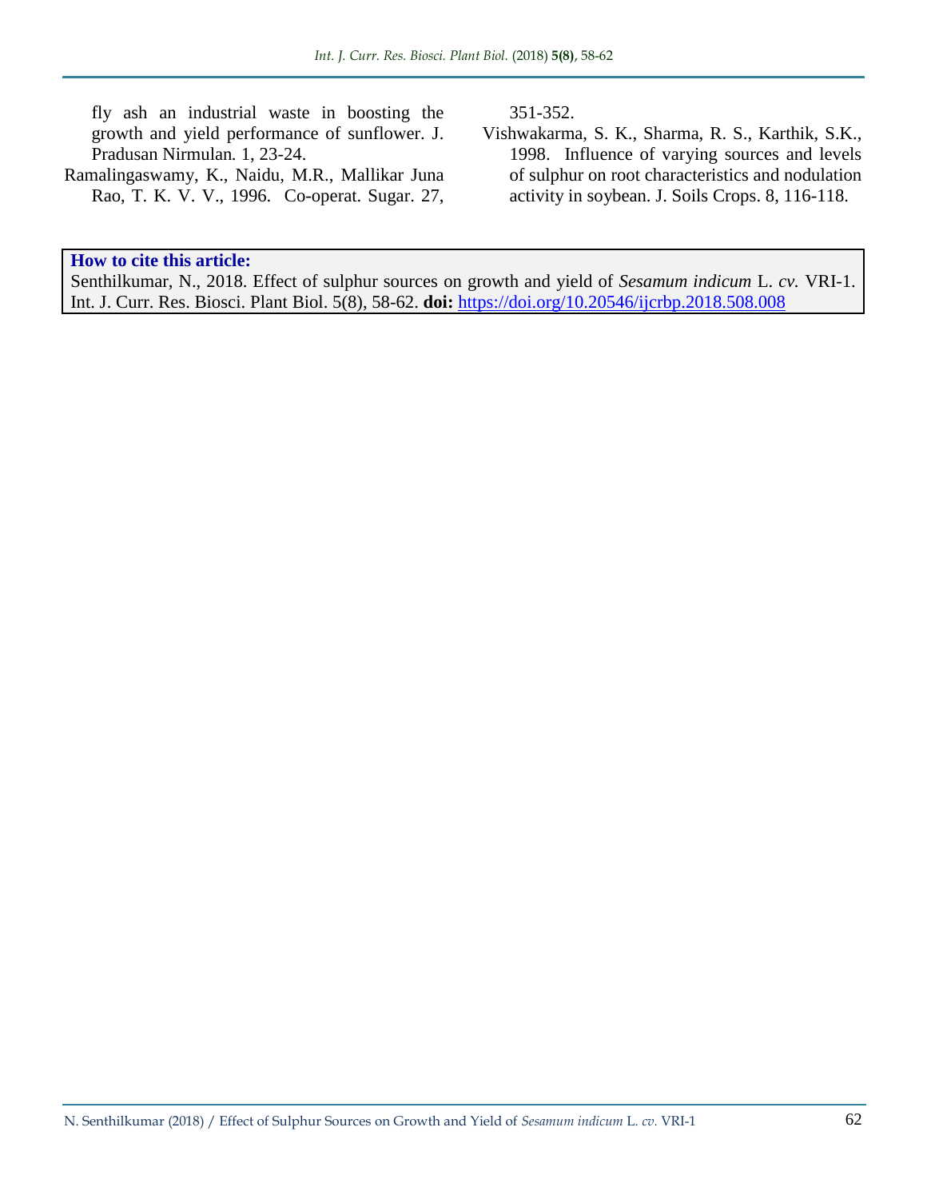fly ash an industrial waste in boosting the growth and yield performance of sunflower. J. Pradusan Nirmulan. 1, 23-24.

Ramalingaswamy, K., Naidu, M.R., Mallikar Juna Rao, T. K. V. V., 1996. Co-operat. Sugar. 27, 351-352.

Vishwakarma, S. K., Sharma, R. S., Karthik, S.K., 1998. Influence of varying sources and levels of sulphur on root characteristics and nodulation activity in soybean. J. Soils Crops. 8, 116-118.

**How to cite this article:**

Senthilkumar, N., 2018. Effect of sulphur sources on growth and yield of *Sesamum indicum* L. *cv.* VRI-1. Int. J. Curr. Res. Biosci. Plant Biol. 5(8), 58-62. **doi:** https://doi.org/10.20546/ijcrbp.2018.508.008